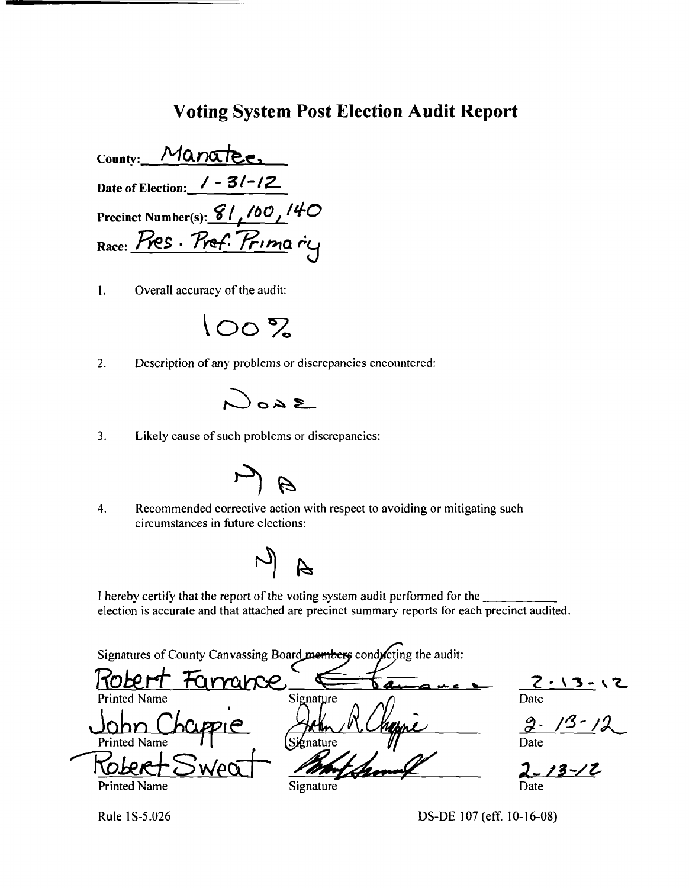# Voting System Post Election Audit Report

County: Manatee

Date of Election: 1-31-12

Precinct Number(s): 81, 100, 140

Race: Pres. Pref. Primary

1. Overall accuracy of the audit:

   100%

2. Description of any problems or discrepancies encountered:

   None

3. Likely cause of such problems or discrepancies:

   NA

4. Recommended corrective action with respect to avoiding or mitigating such circumstances in future elections:

   NA

I hereby certify that the report of the voting system audit performed for the __________ election is accurate and that attached are precinct summary reports for each precinct audited.

Signatures of County Canvassing Board members conducting the audit:

| Printed Name | Signature | Date |
|---|---|---|
| Robert Farrance | *(signature)* | 2-13-12 |
| John Chappie | *(signature)* | 2-13-12 |
| Robert Sweat | *(signature)* | 2-13-12 |

Rule 1S-5.026

DS-DE 107 (eff. 10-16-08)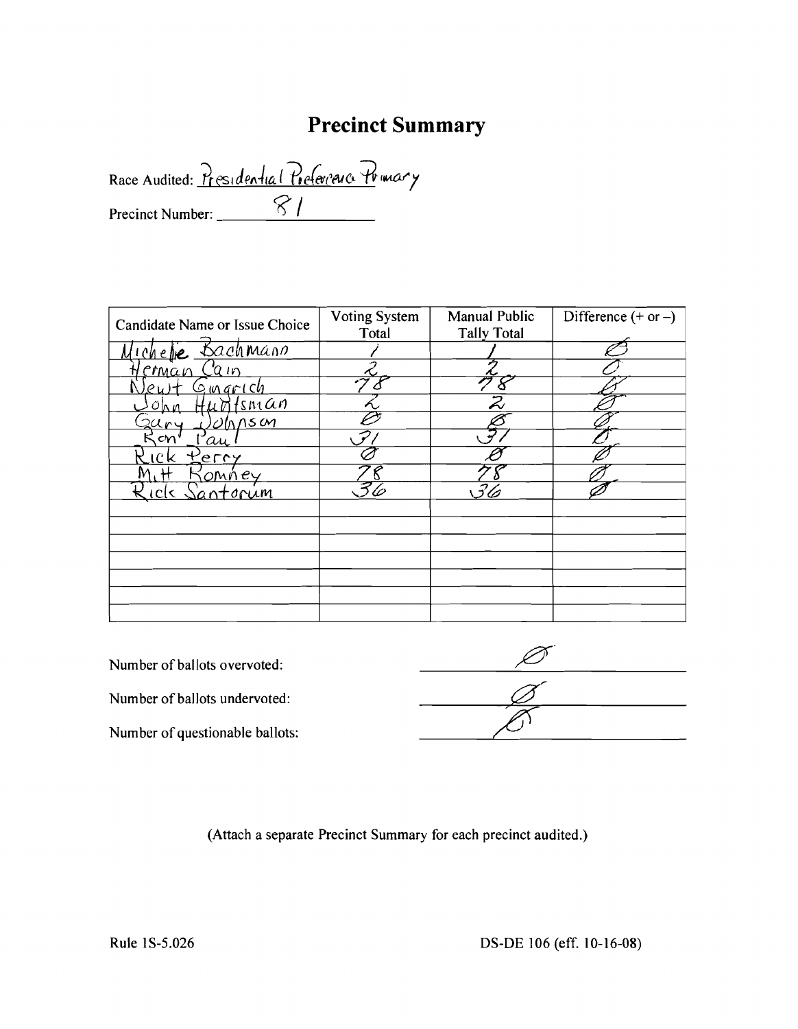# Precinct Summary

Race Audited: Presidential Preference Primary

Precinct Number: 81

| Candidate Name or Issue Choice | Voting System Total | Manual Public Tally Total | Difference (+ or –) |
|---|---|---|---|
| Michele Bachmann | 1 | 1 | Ø |
| Herman Cain | 2 | 2 | Ø |
| Newt Gingrich | 78 | 78 | Ø |
| John Huntsman | 2 | 2 | Ø |
| Gary Johnson | Ø | Ø | Ø |
| Ron Paul | 31 | 31 | Ø |
| Rick Perry | Ø | Ø | Ø |
| Mitt Romney | 78 | 78 | Ø |
| Rick Santorum | 36 | 36 | Ø |
| | | | |
| | | | |
| | | | |
| | | | |
| | | | |
| | | | |
| | | | |

Number of ballots overvoted: Ø

Number of ballots undervoted: Ø

Number of questionable ballots: Ø

(Attach a separate Precinct Summary for each precinct audited.)

Rule 1S-5.026 DS-DE 106 (eff. 10-16-08)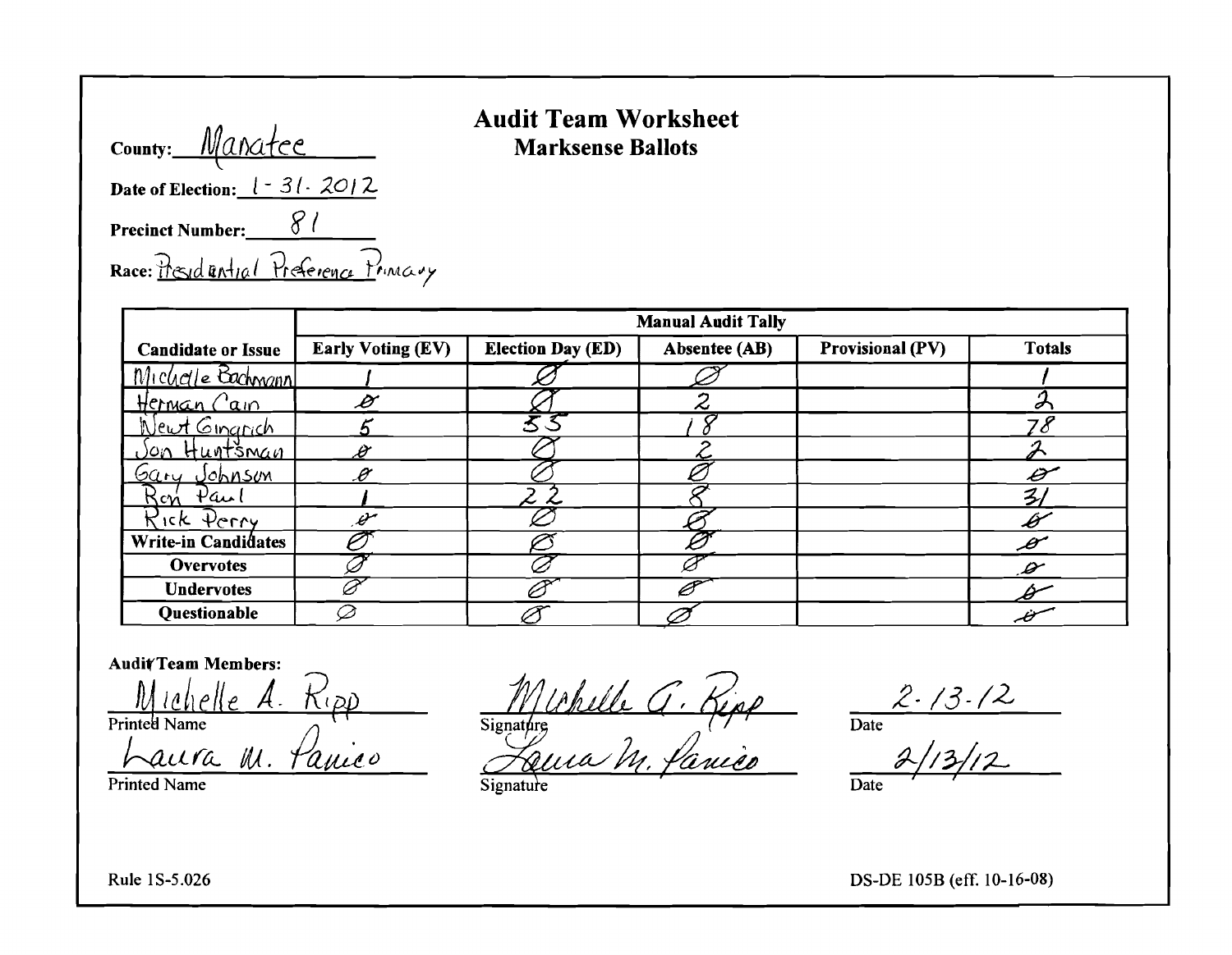# Audit Team Worksheet
## Marksense Ballots

**County:** Manatee

**Date of Election:** 1-31-2012

**Precinct Number:** 81

**Race:** Presidential Preference Primary

| Candidate or Issue | Manual Audit Tally | | | | |
|---|---|---|---|---|---|
| | Early Voting (EV) | Election Day (ED) | Absentee (AB) | Provisional (PV) | Totals |
| Michelle Bachmann | 1 | Ø | Ø | | 1 |
| Herman Cain | Ø | Ø | 2 | | 2 |
| Newt Gingrich | 5 | 55 | 18 | | 78 |
| Jon Huntsman | Ø | Ø | 2 | | 2 |
| Gary Johnson | Ø | Ø | Ø | | Ø |
| Ron Paul | 1 | 22 | 8 | | 31 |
| Rick Perry | Ø | Ø | Ø | | Ø |
| **Write-in Candidates** | Ø | Ø | Ø | | Ø |
| **Overvotes** | Ø | Ø | Ø | | Ø |
| **Undervotes** | Ø | Ø | Ø | | Ø |
| **Questionable** | Ø | Ø | Ø | | Ø |

**Audit Team Members:**

| Printed Name | Signature | Date |
|---|---|---|
| Michelle A. Ripp | Michelle A. Ripp | 2-13-12 |
| Laura M. Panico | Laura M. Panico | 2/13/12 |

Rule 1S-5.026

DS-DE 105B (eff. 10-16-08)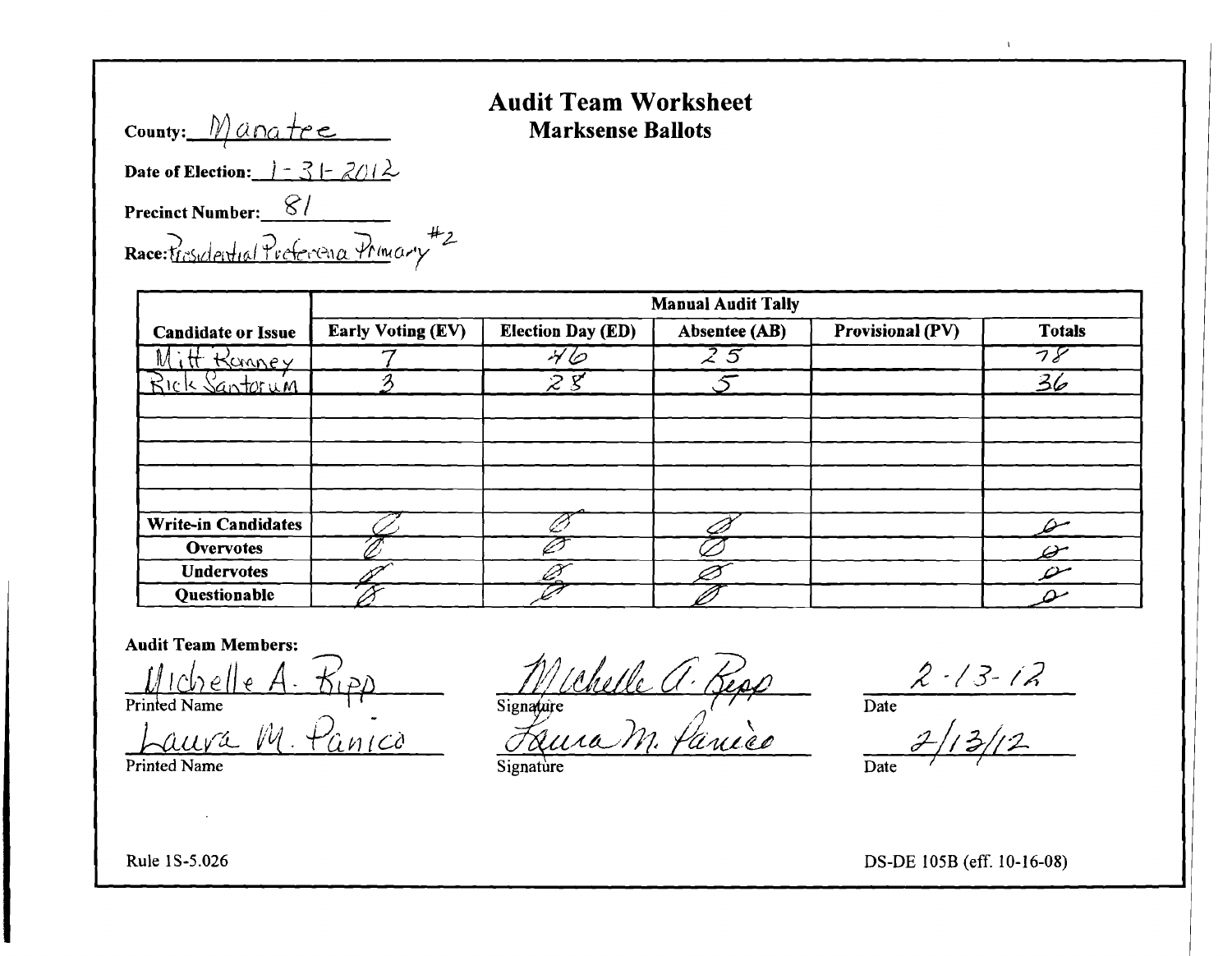# Audit Team Worksheet

## Marksense Ballots

County: Manatee

Date of Election: 1-31-2012

Precinct Number: 81

Race: Presidential Preference Primary #2

| Candidate or Issue | Manual Audit Tally | | | | |
|---|---|---|---|---|---|
| | Early Voting (EV) | Election Day (ED) | Absentee (AB) | Provisional (PV) | Totals |
| Mitt Romney | 7 | 46 | 25 | | 78 |
| Rick Santorum | 3 | 28 | 5 | | 36 |
| | | | | | |
| | | | | | |
| | | | | | |
| | | | | | |
| | | | | | |
| Write-in Candidates | Ø | Ø | Ø | | Ø |
| Overvotes | Ø | Ø | Ø | | Ø |
| Undervotes | Ø | Ø | Ø | | Ø |
| Questionable | Ø | Ø | Ø | | Ø |

**Audit Team Members:**

| Printed Name | Signature | Date |
|---|---|---|
| Michelle A. Ripp | Michelle A. Ripp | 2-13-12 |
| Laura M. Panico | Laura M. Panico | 2/13/12 |

Rule 1S-5.026

DS-DE 105B (eff. 10-16-08)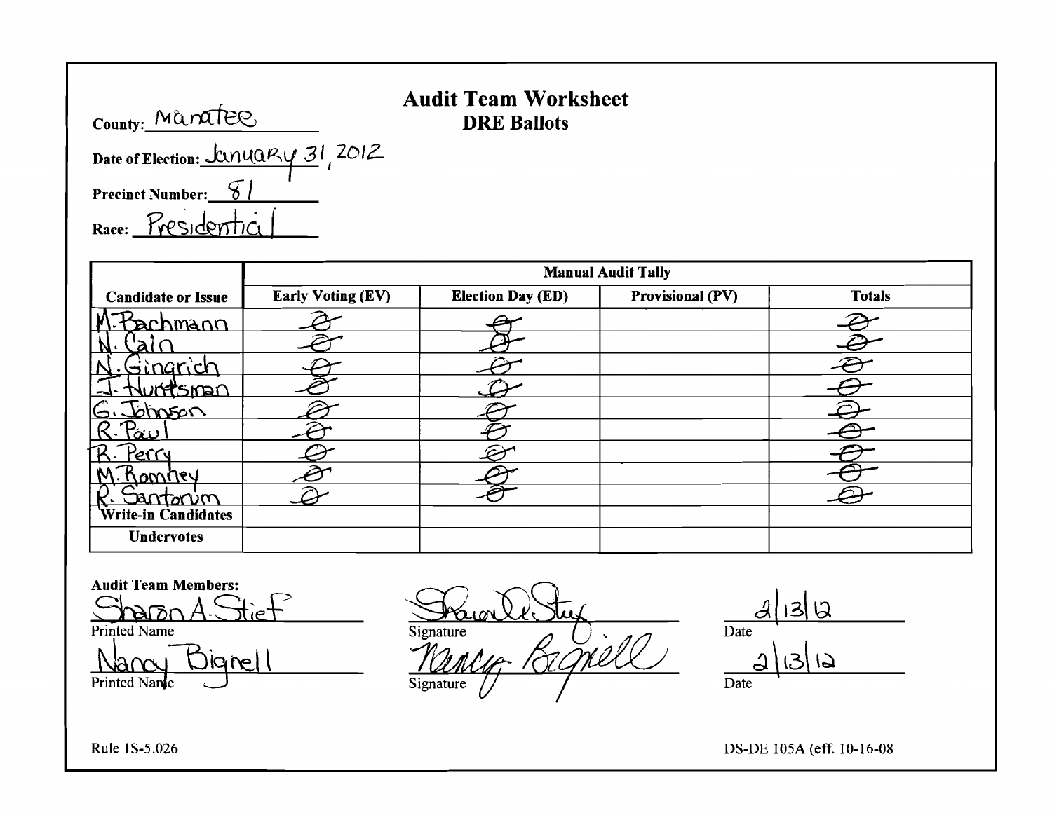# Audit Team Worksheet

## DRE Ballots

County: Manatee

Date of Election: January 31, 2012

Precinct Number: 81

Race: Presidential

| Candidate or Issue | Manual Audit Tally | | | |
|---|---|---|---|---|
| | Early Voting (EV) | Election Day (ED) | Provisional (PV) | Totals |
| M. Bachmann | Ø | Ø | | Ø |
| N. Cain | Ø | Ø | | Ø |
| N. Gingrich | Ø | Ø | | Ø |
| J. Huntsman | Ø | Ø | | Ø |
| G. Johnson | Ø | Ø | | Ø |
| R. Paul | Ø | Ø | | Ø |
| R. Perry | Ø | Ø | | Ø |
| M. Romney | Ø | Ø | | Ø |
| R. Santorum | Ø | Ø | | Ø |
| Write-in Candidates | | | | |
| Undervotes | | | | |

**Audit Team Members:**

| Printed Name | Signature | Date |
|---|---|---|
| Sharon A. Stief | Sharon A. Stief | 2/13/12 |
| Nancy Bignell | Nancy Bignell | 2/13/12 |

Rule 1S-5.026

DS-DE 105A (eff. 10-16-08)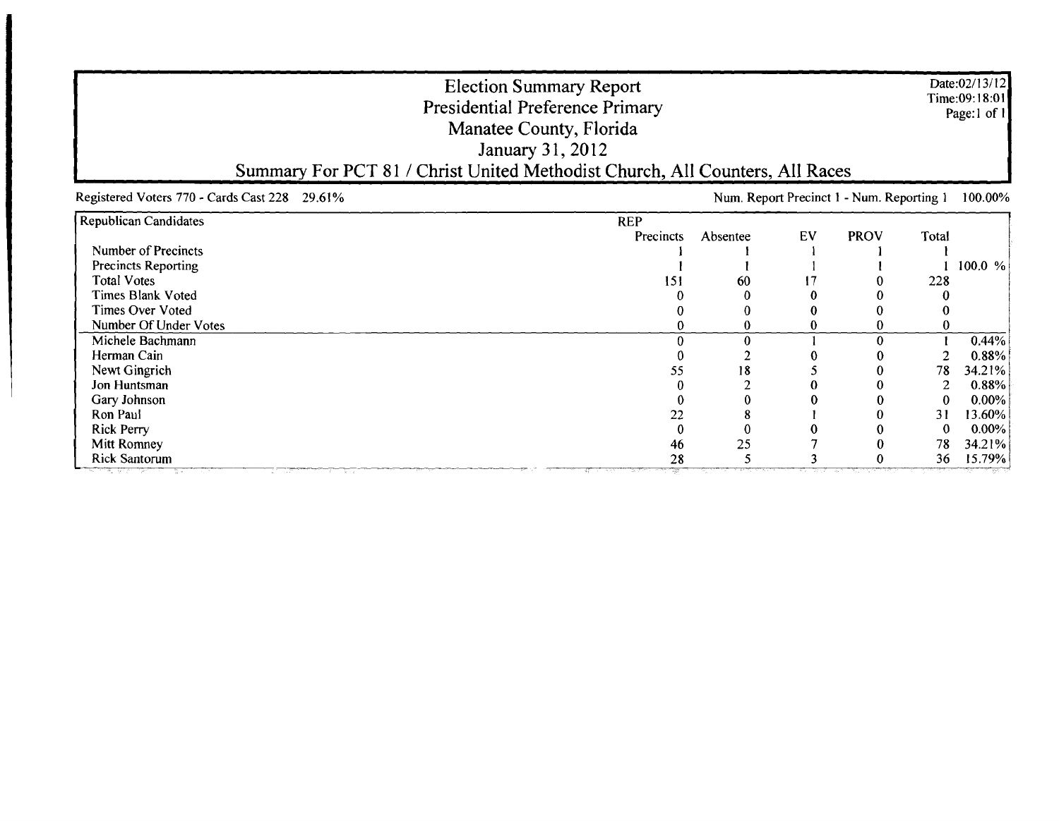# Election Summary Report
## Presidential Preference Primary
## Manatee County, Florida
## January 31, 2012
## Summary For PCT 81 / Christ United Methodist Church, All Counters, All Races

Date:02/13/12
Time:09:18:01
Page:1 of 1

Registered Voters 770 - Cards Cast 228 29.61%

Num. Report Precinct 1 - Num. Reporting 1 100.00%

| Republican Candidates | REP Precincts | Absentee | EV | PROV | Total | |
|---|---|---|---|---|---|---|
| Number of Precincts | 1 | 1 | 1 | 1 | 1 | |
| Precincts Reporting | 1 | 1 | 1 | 1 | 1 | 100.0 % |
| Total Votes | 151 | 60 | 17 | 0 | 228 | |
| Times Blank Voted | 0 | 0 | 0 | 0 | 0 | |
| Times Over Voted | 0 | 0 | 0 | 0 | 0 | |
| Number Of Under Votes | 0 | 0 | 0 | 0 | 0 | |
| Michele Bachmann | 0 | 0 | 1 | 0 | 1 | 0.44% |
| Herman Cain | 0 | 2 | 0 | 0 | 2 | 0.88% |
| Newt Gingrich | 55 | 18 | 5 | 0 | 78 | 34.21% |
| Jon Huntsman | 0 | 2 | 0 | 0 | 2 | 0.88% |
| Gary Johnson | 0 | 0 | 0 | 0 | 0 | 0.00% |
| Ron Paul | 22 | 8 | 1 | 0 | 31 | 13.60% |
| Rick Perry | 0 | 0 | 0 | 0 | 0 | 0.00% |
| Mitt Romney | 46 | 25 | 7 | 0 | 78 | 34.21% |
| Rick Santorum | 28 | 5 | 3 | 0 | 36 | 15.79% |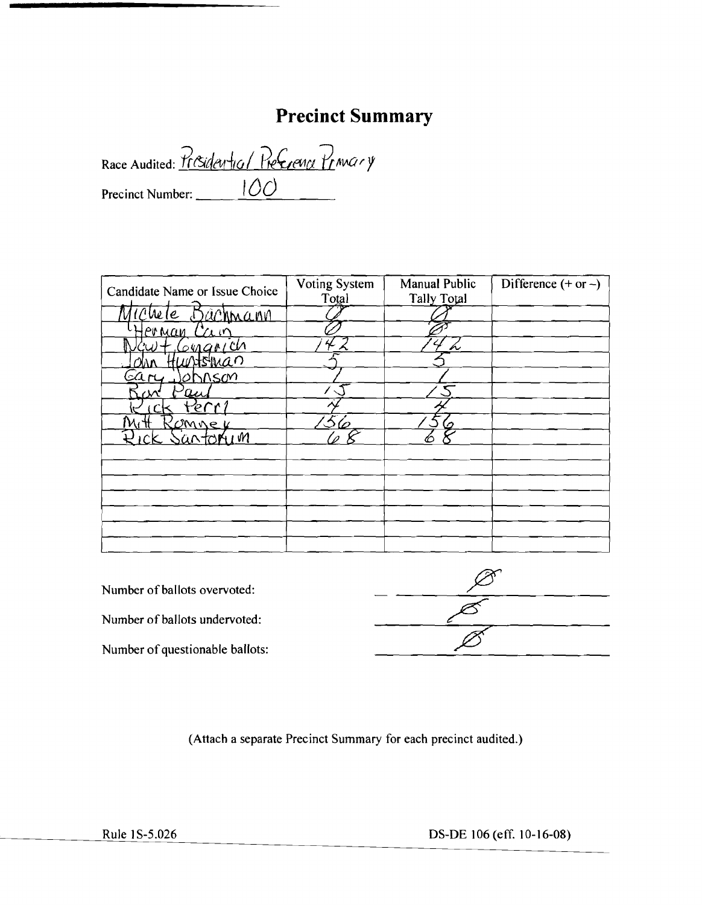# Precinct Summary

Race Audited: Presidential Preference Primary

Precinct Number: 100

| Candidate Name or Issue Choice | Voting System Total | Manual Public Tally Total | Difference (+ or –) |
|---|---|---|---|
| Michele Bachmann | Ø | Ø | |
| Herman Cain | Ø | Ø | |
| Newt Gingrich | 142 | 142 | |
| John Huntsman | 5 | 5 | |
| Gary Johnson | 1 | 1 | |
| Ron Paul | 15 | 15 | |
| Rick Perry | 4 | 4 | |
| Mitt Romney | 156 | 156 | |
| Rick Santorum | 68 | 68 | |
| | | | |
| | | | |
| | | | |
| | | | |
| | | | |
| | | | |

Number of ballots overvoted: Ø

Number of ballots undervoted: Ø

Number of questionable ballots: Ø

(Attach a separate Precinct Summary for each precinct audited.)

Rule 1S-5.026 DS-DE 106 (eff. 10-16-08)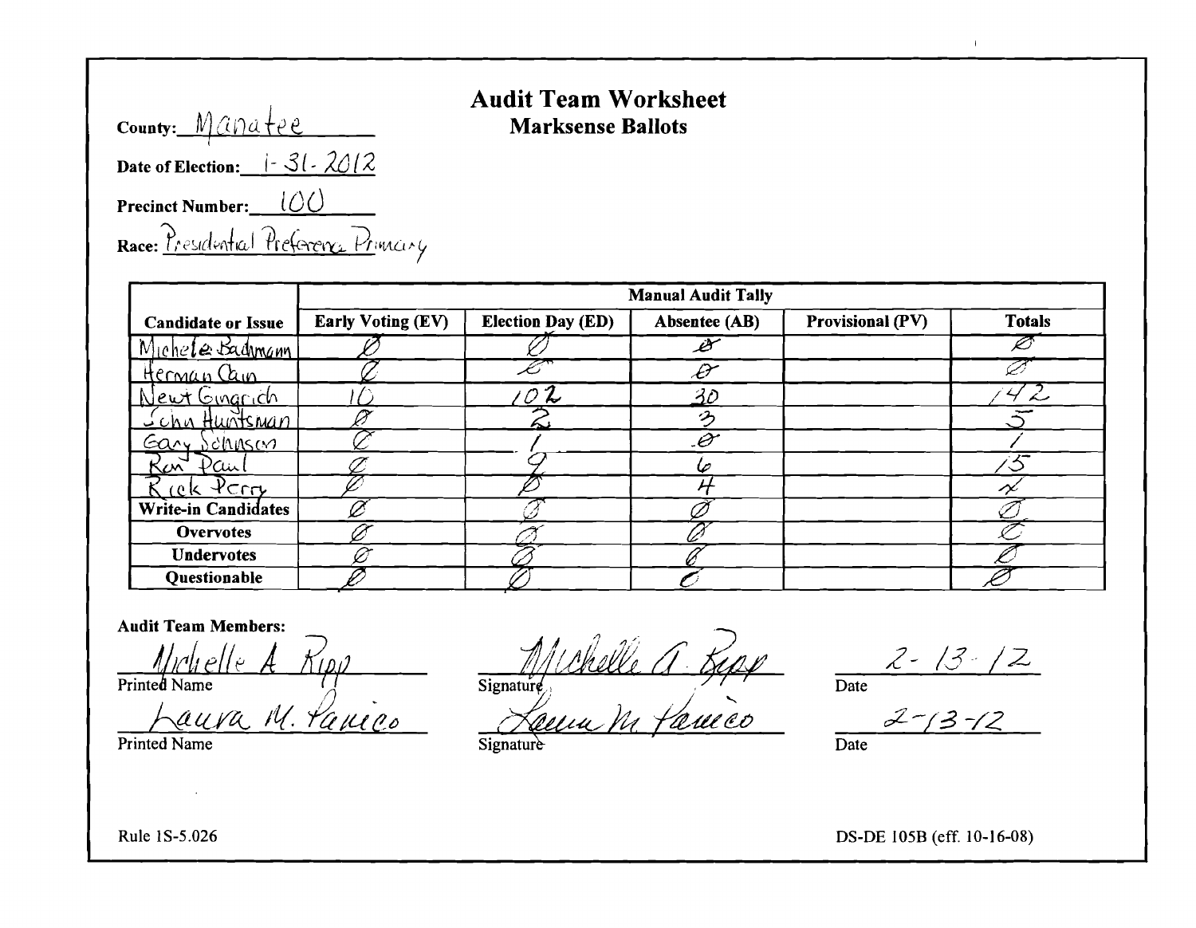**County:** Manatee

**Date of Election:** 1-31-2012

**Precinct Number:** 100

**Race:** Presidential Preference Primary

# Audit Team Worksheet
## Marksense Ballots

| Candidate or Issue | Manual Audit Tally | | | | |
|---|---|---|---|---|---|
| | Early Voting (EV) | Election Day (ED) | Absentee (AB) | Provisional (PV) | Totals |
| Michele Bachmann | Ø | Ø | Ø | | Ø |
| Herman Cain | Ø | Ø | Ø | | Ø |
| Newt Gingrich | 10 | 102 | 30 | | 142 |
| John Huntsman | Ø | 2 | 3 | | 5 |
| Gary Johnson | Ø | 1 | Ø | | 1 |
| Ron Paul | Ø | 9 | 6 | | 15 |
| Rick Perry | Ø | Ø | 4 | | 4 |
| **Write-in Candidates** | Ø | Ø | Ø | | Ø |
| **Overvotes** | Ø | Ø | Ø | | Ø |
| **Undervotes** | Ø | Ø | Ø | | Ø |
| **Questionable** | Ø | Ø | Ø | | Ø |

**Audit Team Members:**

Michelle A Ripp — Signature: Michelle A. Ripp — Date: 2-13-12
Printed Name / Signature / Date

Laura M. Panico — Signature: Laura M Panico — Date: 2-13-12
Printed Name / Signature / Date

Rule 1S-5.026

DS-DE 105B (eff. 10-16-08)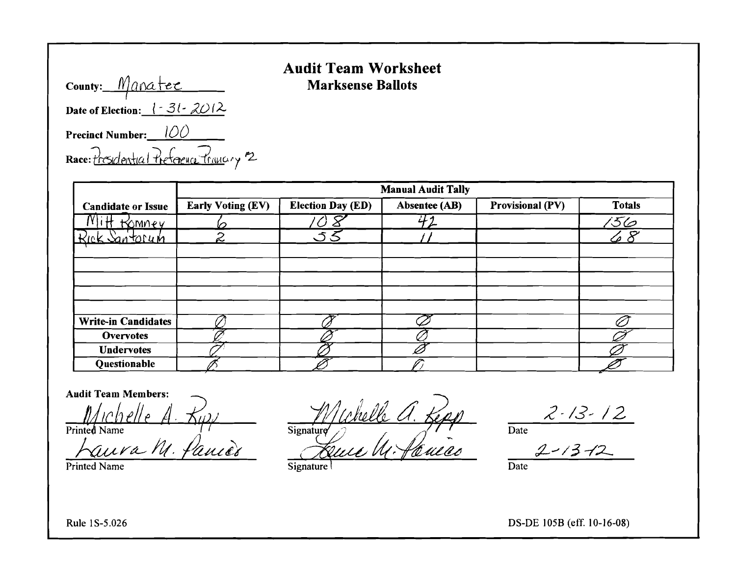County: Manatee

# Audit Team Worksheet
## Marksense Ballots

**Date of Election:** 1-31-2012

**Precinct Number:** 100

**Race:** Presidential Preference Primary #2

| Candidate or Issue | Manual Audit Tally | | | | |
|---|---|---|---|---|---|
| | **Early Voting (EV)** | **Election Day (ED)** | **Absentee (AB)** | **Provisional (PV)** | **Totals** |
| Mitt Romney | 6 | 108 | 42 | | 156 |
| Rick Santorum | 2 | 55 | 11 | | 68 |
| | | | | | |
| | | | | | |
| | | | | | |
| | | | | | |
| | | | | | |
| **Write-in Candidates** | Ø | Ø | Ø | | Ø |
| **Overvotes** | Ø | Ø | Ø | | Ø |
| **Undervotes** | Ø | Ø | Ø | | Ø |
| **Questionable** | Ø | Ø | Ø | | Ø |

**Audit Team Members:**

| Printed Name | Signature | Date |
|---|---|---|
| Michelle A. Ripp | Michelle A. Ripp | 2-13-12 |
| Laura M. Panico | Laura M. Panico | 2-13-12 |

Rule 1S-5.026

DS-DE 105B (eff. 10-16-08)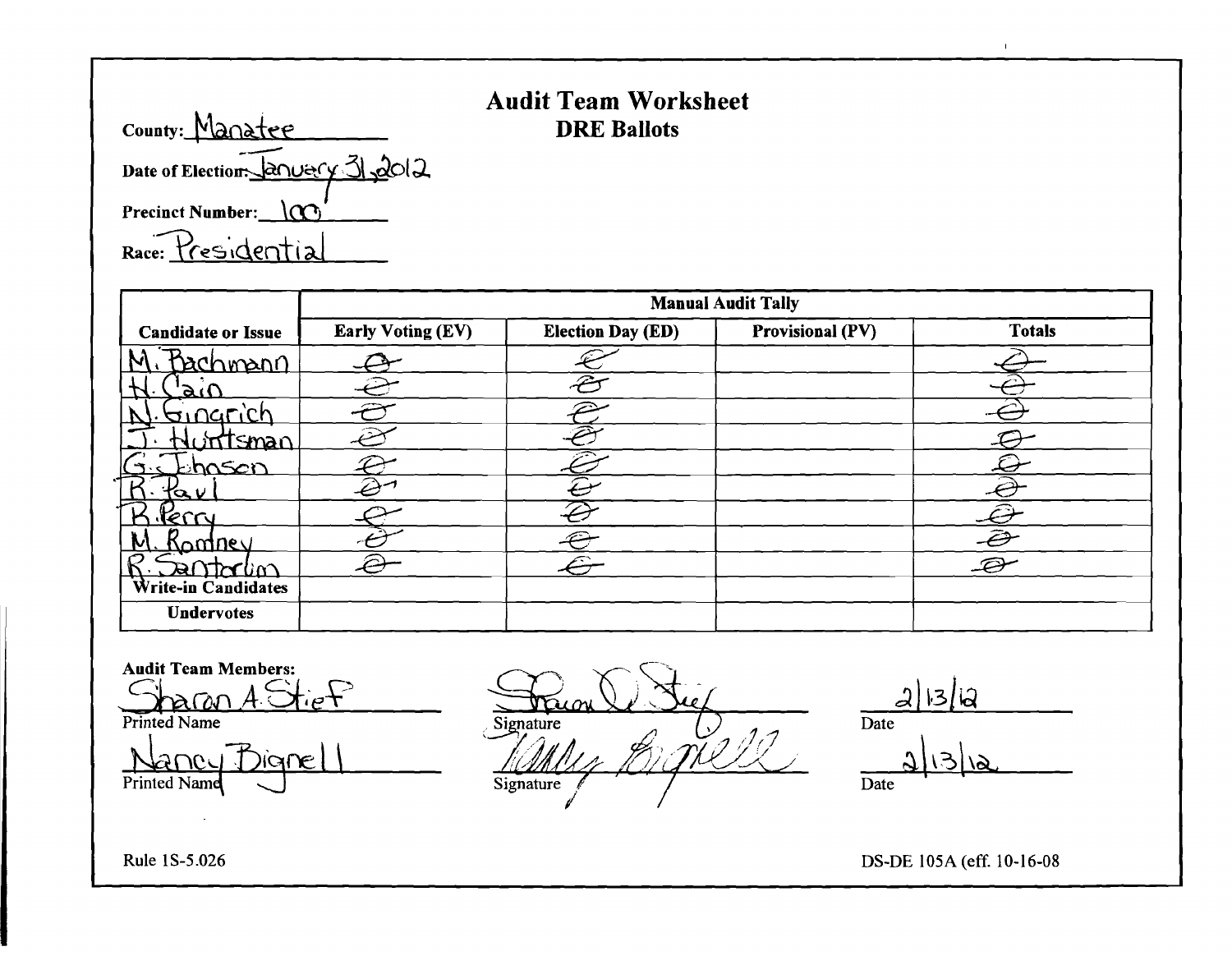# Audit Team Worksheet
## DRE Ballots

County: Manatee

Date of Election: January 31, 2012

Precinct Number: 100

Race: Presidential

| Candidate or Issue | Manual Audit Tally | | | |
|---|---|---|---|---|
| | Early Voting (EV) | Election Day (ED) | Provisional (PV) | Totals |
| M. Bachmann | 0 | 0 | | 0 |
| H. Cain | 0 | 0 | | 0 |
| N. Gingrich | 0 | 0 | | 0 |
| J. Huntsman | 0 | 0 | | 0 |
| G. Johnson | 0 | 0 | | 0 |
| R. Paul | 0 | 0 | | 0 |
| R. Perry | 0 | 0 | | 0 |
| M. Romney | 0 | 0 | | 0 |
| R. Santorum | 0 | 0 | | 0 |
| Write-in Candidates | | | | |
| Undervotes | | | | |

**Audit Team Members:**

| Printed Name | Signature | Date |
|---|---|---|
| Sharon A. Stief | Sharon A. Stief | 2/13/12 |
| Nancy Bignell | Nancy Bignell | 2/13/12 |

Rule 1S-5.026

DS-DE 105A (eff. 10-16-08)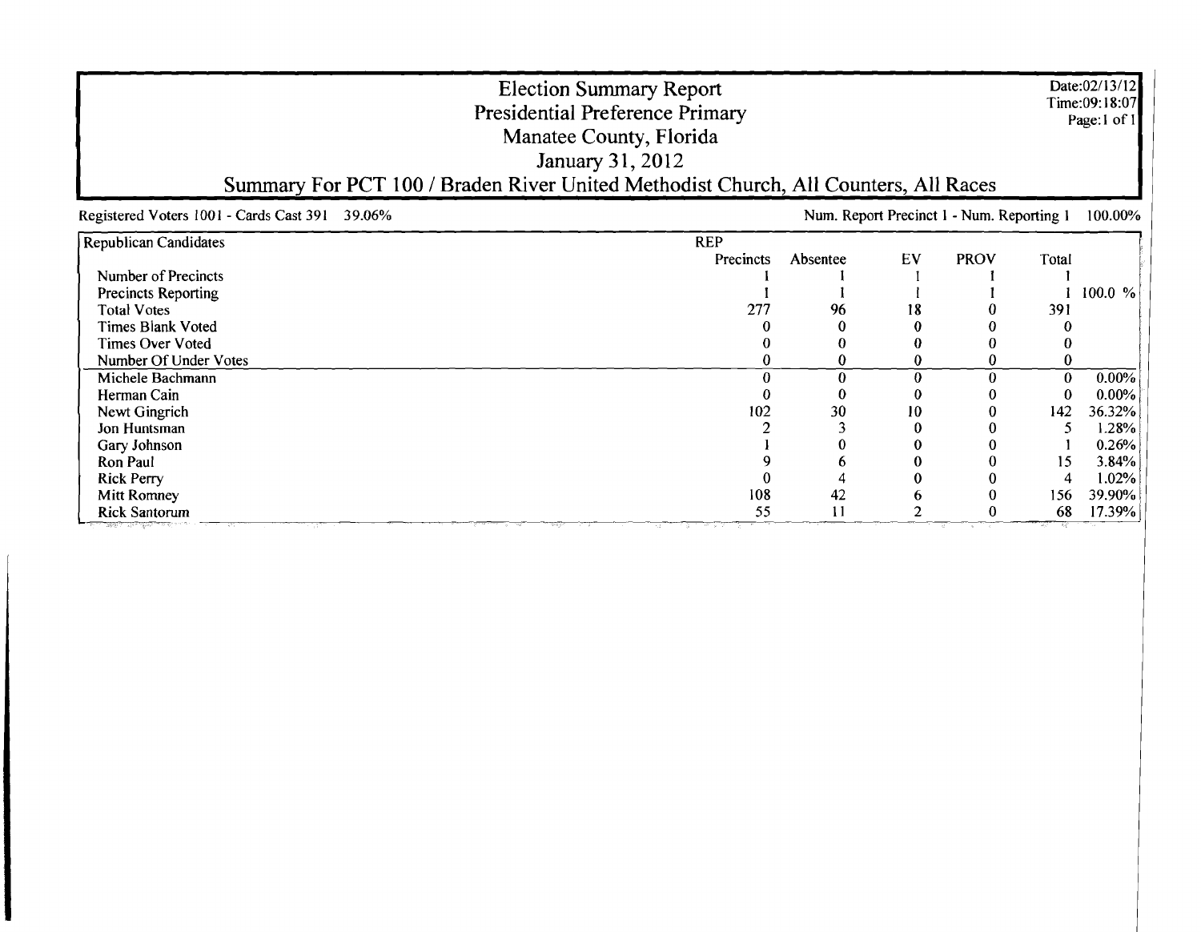# Election Summary Report
## Presidential Preference Primary
## Manatee County, Florida
## January 31, 2012
## Summary For PCT 100 / Braden River United Methodist Church, All Counters, All Races

Date:02/13/12
Time:09:18:07
Page:1 of 1

Registered Voters 1001 - Cards Cast 391 39.06%

Num. Report Precinct 1 - Num. Reporting 1 100.00%

| Republican Candidates | REP Precincts | Absentee | EV | PROV | Total | |
|---|---|---|---|---|---|---|
| Number of Precincts | 1 | 1 | 1 | 1 | 1 | |
| Precincts Reporting | 1 | 1 | 1 | 1 | 1 | 100.0 % |
| Total Votes | 277 | 96 | 18 | 0 | 391 | |
| Times Blank Voted | 0 | 0 | 0 | 0 | 0 | |
| Times Over Voted | 0 | 0 | 0 | 0 | 0 | |
| Number Of Under Votes | 0 | 0 | 0 | 0 | 0 | |
| Michele Bachmann | 0 | 0 | 0 | 0 | 0 | 0.00% |
| Herman Cain | 0 | 0 | 0 | 0 | 0 | 0.00% |
| Newt Gingrich | 102 | 30 | 10 | 0 | 142 | 36.32% |
| Jon Huntsman | 2 | 3 | 0 | 0 | 5 | 1.28% |
| Gary Johnson | 1 | 0 | 0 | 0 | 1 | 0.26% |
| Ron Paul | 9 | 6 | 0 | 0 | 15 | 3.84% |
| Rick Perry | 0 | 4 | 0 | 0 | 4 | 1.02% |
| Mitt Romney | 108 | 42 | 6 | 0 | 156 | 39.90% |
| Rick Santorum | 55 | 11 | 2 | 0 | 68 | 17.39% |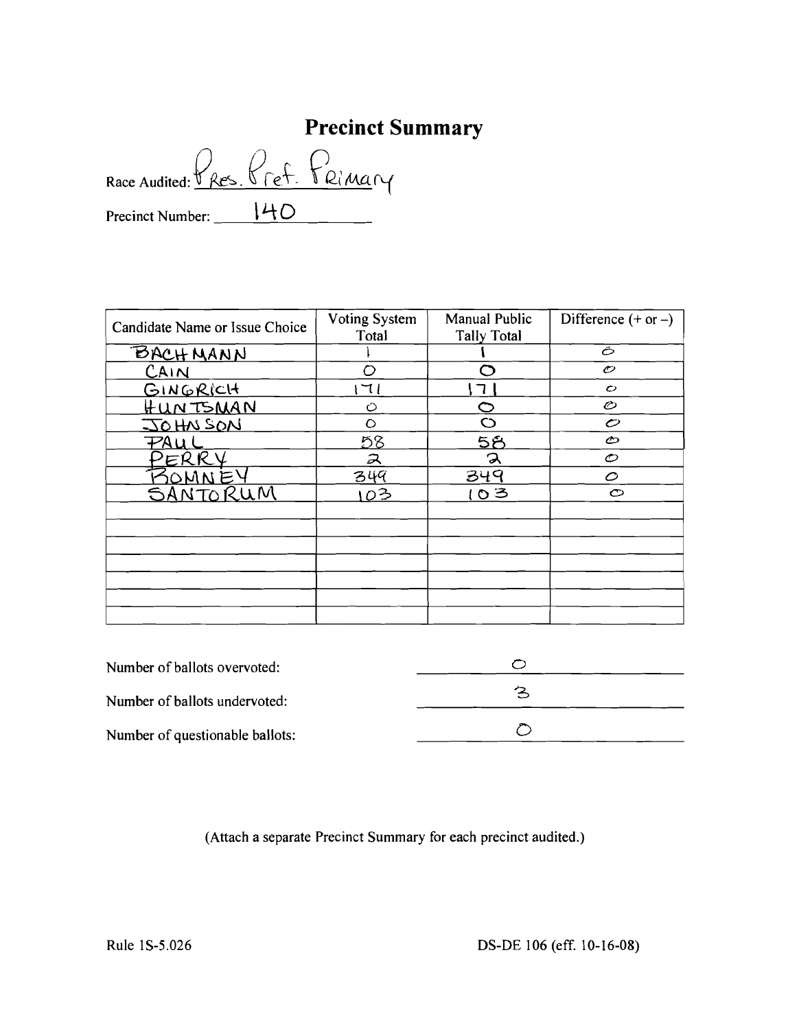# Precinct Summary

Race Audited: Pres. Pref. Primary

Precinct Number: 140

| Candidate Name or Issue Choice | Voting System Total | Manual Public Tally Total | Difference (+ or –) |
|---|---|---|---|
| BACHMANN | 1 | 1 | 0 |
| CAIN | 0 | 0 | 0 |
| GINGRICH | 171 | 171 | 0 |
| HUNTSMAN | 0 | 0 | 0 |
| JOHNSON | 0 | 0 | 0 |
| PAUL | 58 | 58 | 0 |
| PERRY | 2 | 2 | 0 |
| ROMNEY | 349 | 349 | 0 |
| SANTORUM | 103 | 103 | 0 |
| | | | |
| | | | |
| | | | |
| | | | |
| | | | |
| | | | |

Number of ballots overvoted: 0

Number of ballots undervoted: 3

Number of questionable ballots: 0

(Attach a separate Precinct Summary for each precinct audited.)

Rule 1S-5.026

DS-DE 106 (eff. 10-16-08)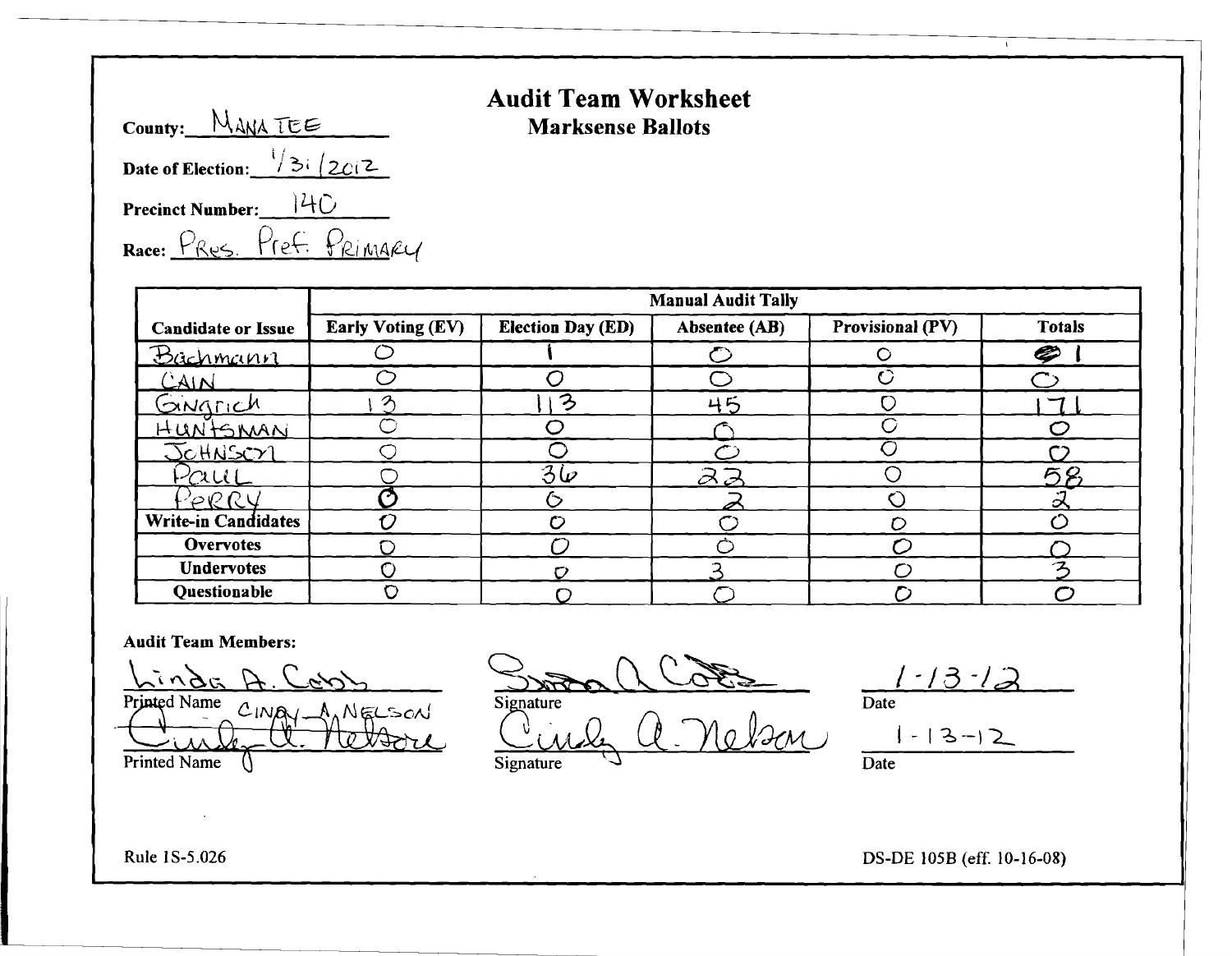# Audit Team Worksheet

## Marksense Ballots

County: MANATEE

Date of Election: 1/31/2012

Precinct Number: 140

Race: PRES. Pref. PRIMARY

| | Manual Audit Tally | | | | |
|---|---|---|---|---|---|
| **Candidate or Issue** | **Early Voting (EV)** | **Election Day (ED)** | **Absentee (AB)** | **Provisional (PV)** | **Totals** |
| Bachmann | 0 | 1 | 0 | 0 | 1 |
| CAIN | 0 | 0 | 0 | 0 | 0 |
| Gingrich | 13 | 113 | 45 | 0 | 171 |
| HUNTSMAN | 0 | 0 | 0 | 0 | 0 |
| JOHNSON | 0 | 0 | 0 | 0 | 0 |
| Paul | 0 | 36 | 22 | 0 | 58 |
| PERRY | 0 | 0 | 2 | 0 | 2 |
| **Write-in Candidates** | 0 | 0 | 0 | 0 | 0 |
| **Overvotes** | 0 | 0 | 0 | 0 | 0 |
| **Undervotes** | 0 | 0 | 3 | 0 | 3 |
| **Questionable** | 0 | 0 | 0 | 0 | 0 |

**Audit Team Members:**

Linda A. Cobb — Printed Name — Signature: Susan A. Cobb — Date: 1-13-12

CINDY A. NELSON — Printed Name — Signature: Cindy A. Nelson — Date: 1-13-12

Rule 1S-5.026

DS-DE 105B (eff. 10-16-08)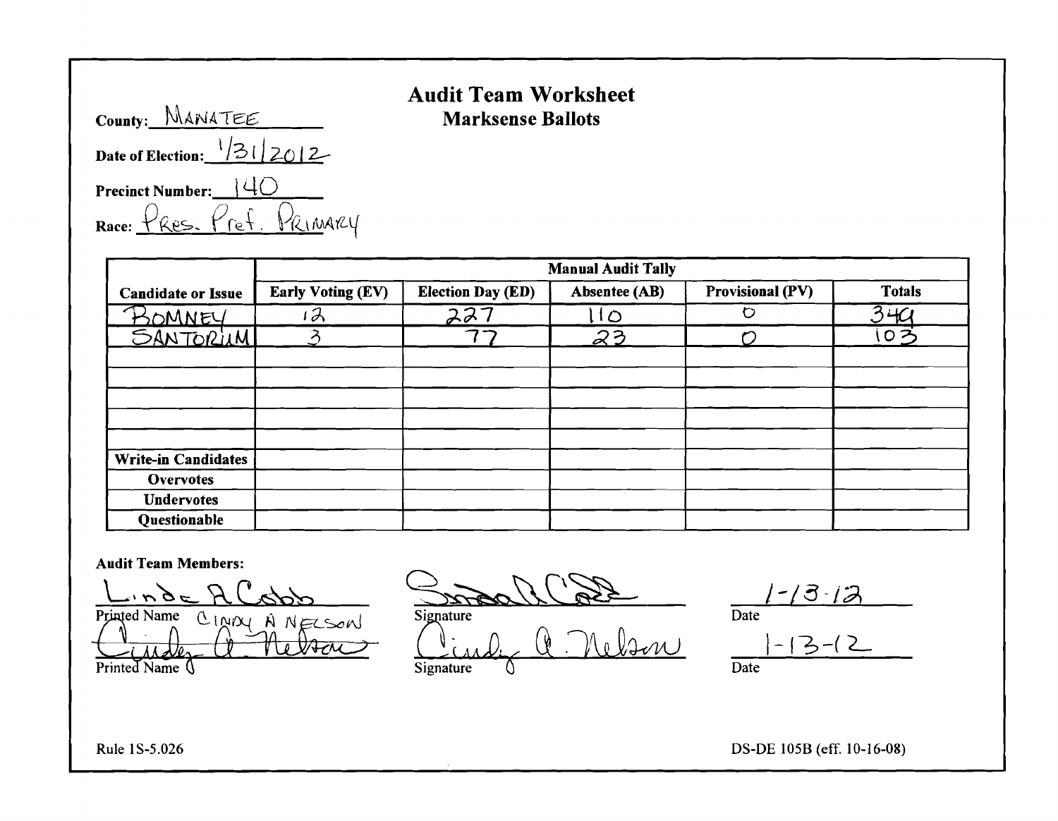# Audit Team Worksheet
## Marksense Ballots

County: MANATEE

Date of Election: 1/31/2012

Precinct Number: 140

Race: PRES. PREF. PRIMARY

| Candidate or Issue | Manual Audit Tally | | | | |
|---|---|---|---|---|---|
| | Early Voting (EV) | Election Day (ED) | Absentee (AB) | Provisional (PV) | Totals |
| ROMNEY | 12 | 227 | 110 | 0 | 349 |
| SANTORUM | 3 | 77 | 23 | 0 | 103 |
| | | | | | |
| | | | | | |
| | | | | | |
| | | | | | |
| | | | | | |
| Write-in Candidates | | | | | |
| Overvotes | | | | | |
| Undervotes | | | | | |
| Questionable | | | | | |

**Audit Team Members:**

| Printed Name | Signature | Date |
|---|---|---|
| Linda A Cobb | Linda A Cobb | 1-13-12 |
| CINDY A NELSON / Cindy A. Nelson | Cindy A. Nelson | 1-13-12 |

Rule 1S-5.026

DS-DE 105B (eff. 10-16-08)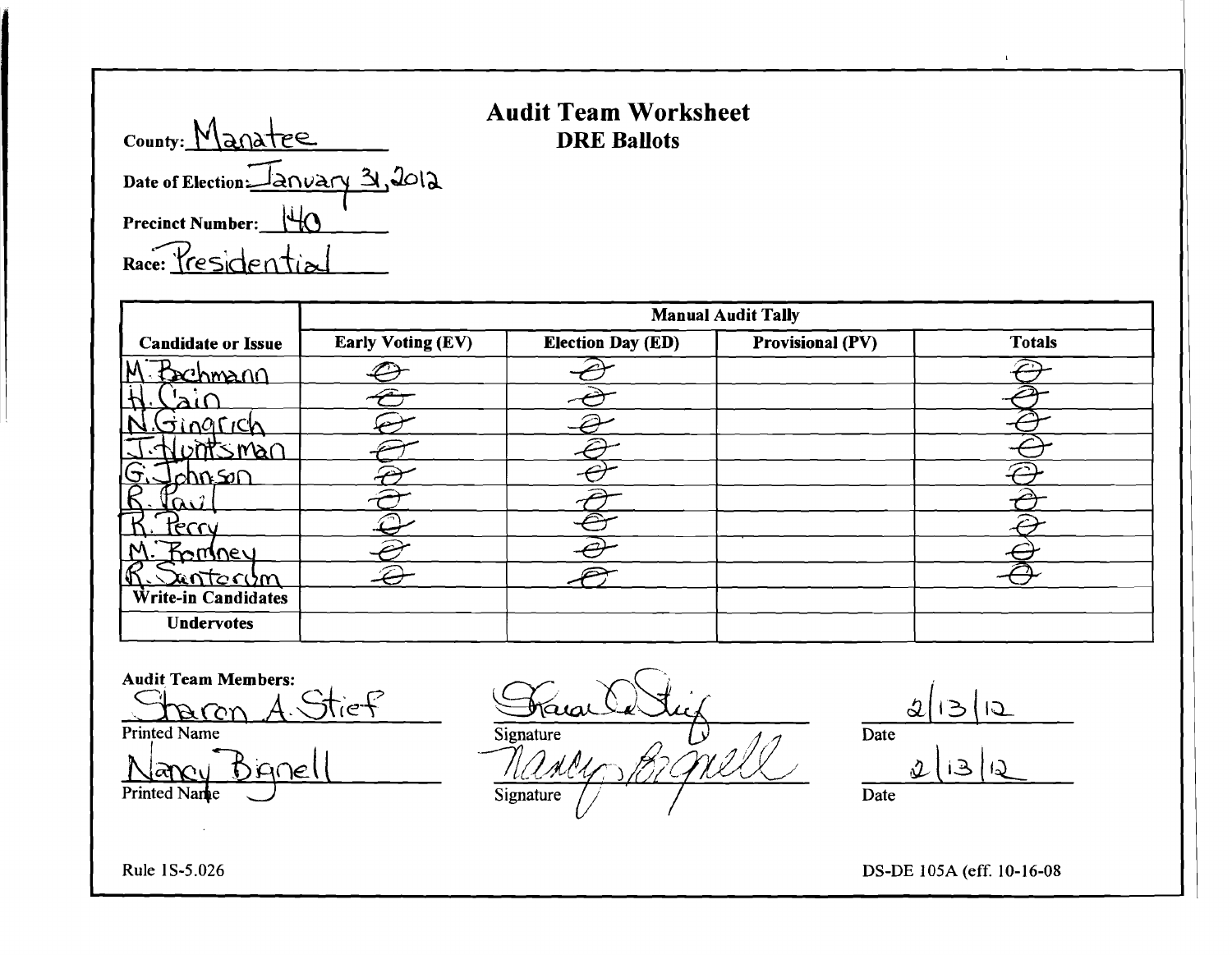County: Manatee

## Audit Team Worksheet
### DRE Ballots

Date of Election: January 31, 2012

Precinct Number: 140

Race: Presidential

| Candidate or Issue | Manual Audit Tally | | | |
|---|---|---|---|---|
| | Early Voting (EV) | Election Day (ED) | Provisional (PV) | Totals |
| M. Bachmann | Ø | Ø | | Ø |
| H. Cain | Ø | Ø | | Ø |
| N. Gingrich | Ø | Ø | | Ø |
| J. Huntsman | Ø | Ø | | Ø |
| G. Johnson | Ø | Ø | | Ø |
| R. Paul | Ø | Ø | | Ø |
| R. Perry | Ø | Ø | | Ø |
| M. Romney | Ø | Ø | | Ø |
| R. Santorum | Ø | Ø | | Ø |
| Write-in Candidates | | | | |
| Undervotes | | | | |

Audit Team Members:

| Printed Name | Signature | Date |
|---|---|---|
| Sharon A. Stief | Sharon A. Stief | 2/13/12 |
| Nancy Bignell | Nancy Bignell | 2/13/12 |

Rule 1S-5.026

DS-DE 105A (eff. 10-16-08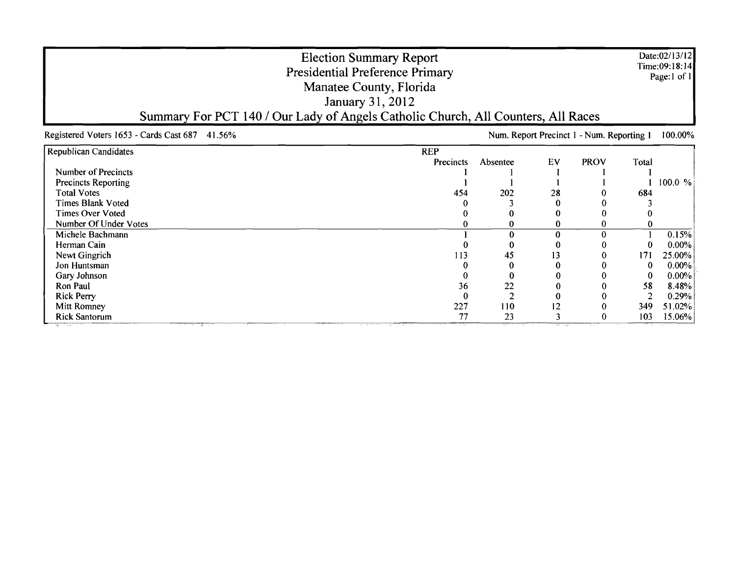# Election Summary Report
## Presidential Preference Primary
## Manatee County, Florida
## January 31, 2012
## Summary For PCT 140 / Our Lady of Angels Catholic Church, All Counters, All Races

Date:02/13/12
Time:09:18:14
Page:1 of 1

Registered Voters 1653 - Cards Cast 687 41.56%

Num. Report Precinct 1 - Num. Reporting 1 100.00%

| Republican Candidates | REP | | | | | |
|---|---|---|---|---|---|---|
| | Precincts | Absentee | EV | PROV | Total | |
| Number of Precincts | 1 | 1 | 1 | 1 | 1 | |
| Precincts Reporting | 1 | 1 | 1 | 1 | 1 | 100.0 % |
| Total Votes | 454 | 202 | 28 | 0 | 684 | |
| Times Blank Voted | 0 | 3 | 0 | 0 | 3 | |
| Times Over Voted | 0 | 0 | 0 | 0 | 0 | |
| Number Of Under Votes | 0 | 0 | 0 | 0 | 0 | |
| Michele Bachmann | 1 | 0 | 0 | 0 | 1 | 0.15% |
| Herman Cain | 0 | 0 | 0 | 0 | 0 | 0.00% |
| Newt Gingrich | 113 | 45 | 13 | 0 | 171 | 25.00% |
| Jon Huntsman | 0 | 0 | 0 | 0 | 0 | 0.00% |
| Gary Johnson | 0 | 0 | 0 | 0 | 0 | 0.00% |
| Ron Paul | 36 | 22 | 0 | 0 | 58 | 8.48% |
| Rick Perry | 0 | 2 | 0 | 0 | 2 | 0.29% |
| Mitt Romney | 227 | 110 | 12 | 0 | 349 | 51.02% |
| Rick Santorum | 77 | 23 | 3 | 0 | 103 | 15.06% |